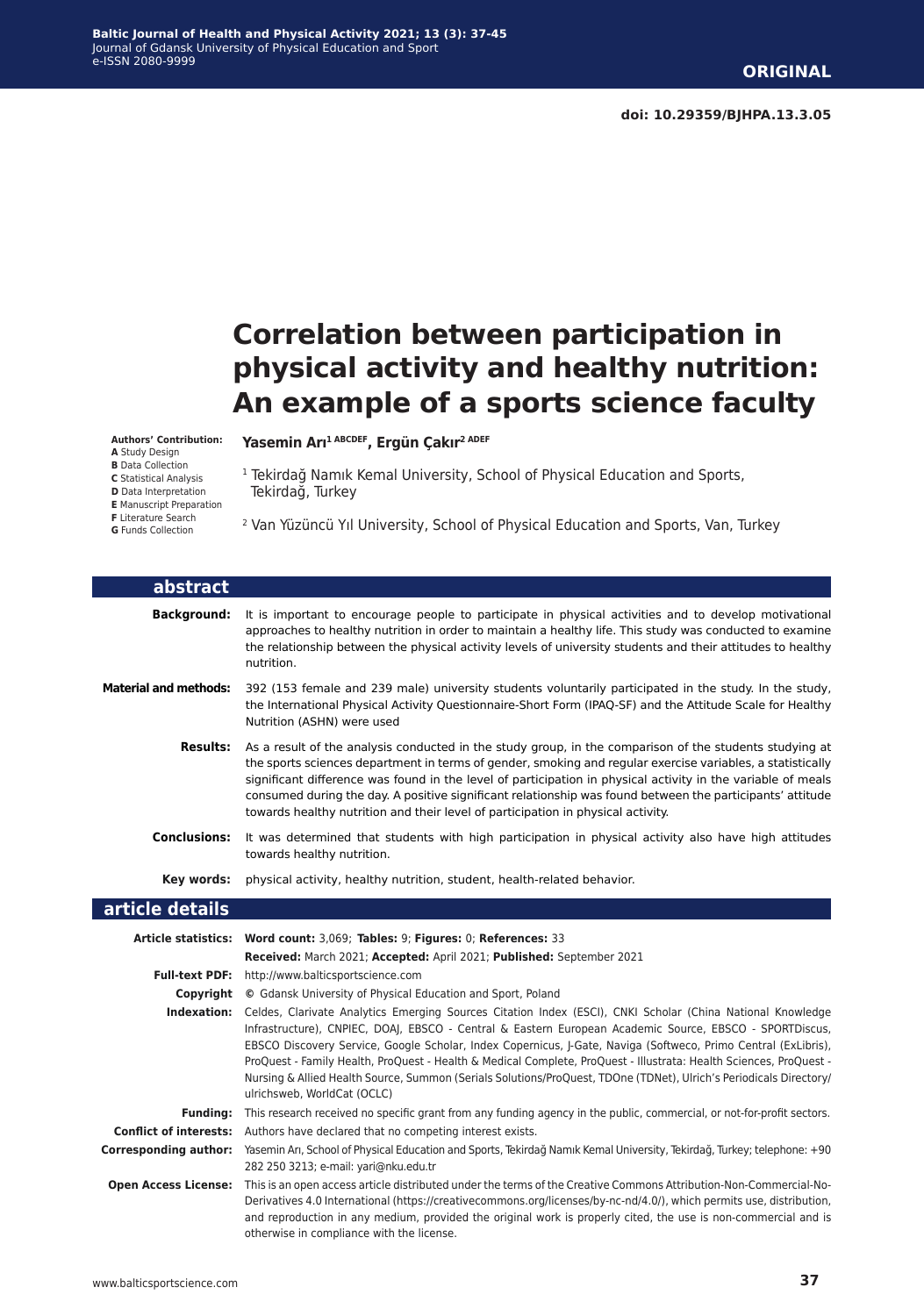**ORIGINAL**

**doi: 10.29359/BJHPA.13.3.05**

# Correlation between participation in physical activity and healthy nutrition: An example of a sports science faculty

**Authors' Contribution:**
**A** Study Design
**B** Data Collection
**C** Statistical Analysis
**D** Data Interpretation
**E** Manuscript Preparation
**F** Literature Search
**G** Funds Collection

**Yasemin Arı[1 ABCDEF], Ergün Çakır[2 ADEF]**

[1] Tekirdağ Namık Kemal University, School of Physical Education and Sports, Tekirdağ, Turkey

[2] Van Yüzüncü Yıl University, School of Physical Education and Sports, Van, Turkey

## abstract

**Background:** It is important to encourage people to participate in physical activities and to develop motivational approaches to healthy nutrition in order to maintain a healthy life. This study was conducted to examine the relationship between the physical activity levels of university students and their attitudes to healthy nutrition.

**Material and methods:** 392 (153 female and 239 male) university students voluntarily participated in the study. In the study, the International Physical Activity Questionnaire-Short Form (IPAQ-SF) and the Attitude Scale for Healthy Nutrition (ASHN) were used

**Results:** As a result of the analysis conducted in the study group, in the comparison of the students studying at the sports sciences department in terms of gender, smoking and regular exercise variables, a statistically significant difference was found in the level of participation in physical activity in the variable of meals consumed during the day. A positive significant relationship was found between the participants' attitude towards healthy nutrition and their level of participation in physical activity.

**Conclusions:** It was determined that students with high participation in physical activity also have high attitudes towards healthy nutrition.

**Key words:** physical activity, healthy nutrition, student, health-related behavior.

## article details

**Article statistics:** **Word count:** 3,069; **Tables:** 9; **Figures:** 0; **References:** 33
**Received:** March 2021; **Accepted:** April 2021; **Published:** September 2021

**Full-text PDF:** http://www.balticsportscience.com

**Copyright** © Gdansk University of Physical Education and Sport, Poland

**Indexation:** Celdes, Clarivate Analytics Emerging Sources Citation Index (ESCI), CNKI Scholar (China National Knowledge Infrastructure), CNPIEC, DOAJ, EBSCO - Central & Eastern European Academic Source, EBSCO - SPORTDiscus, EBSCO Discovery Service, Google Scholar, Index Copernicus, J-Gate, Naviga (Softweco, Primo Central (ExLibris), ProQuest - Family Health, ProQuest - Health & Medical Complete, ProQuest - Illustrata: Health Sciences, ProQuest - Nursing & Allied Health Source, Summon (Serials Solutions/ProQuest, TDOne (TDNet), Ulrich's Periodicals Directory/ulrichsweb, WorldCat (OCLC)

**Funding:** This research received no specific grant from any funding agency in the public, commercial, or not-for-profit sectors.

**Conflict of interests:** Authors have declared that no competing interest exists.

**Corresponding author:** Yasemin Arı, School of Physical Education and Sports, Tekirdağ Namık Kemal University, Tekirdağ, Turkey; telephone: +90 282 250 3213; e-mail: yari@nku.edu.tr

**Open Access License:** This is an open access article distributed under the terms of the Creative Commons Attribution-Non-Commercial-No-Derivatives 4.0 International (https://creativecommons.org/licenses/by-nc-nd/4.0/), which permits use, distribution, and reproduction in any medium, provided the original work is properly cited, the use is non-commercial and is otherwise in compliance with the license.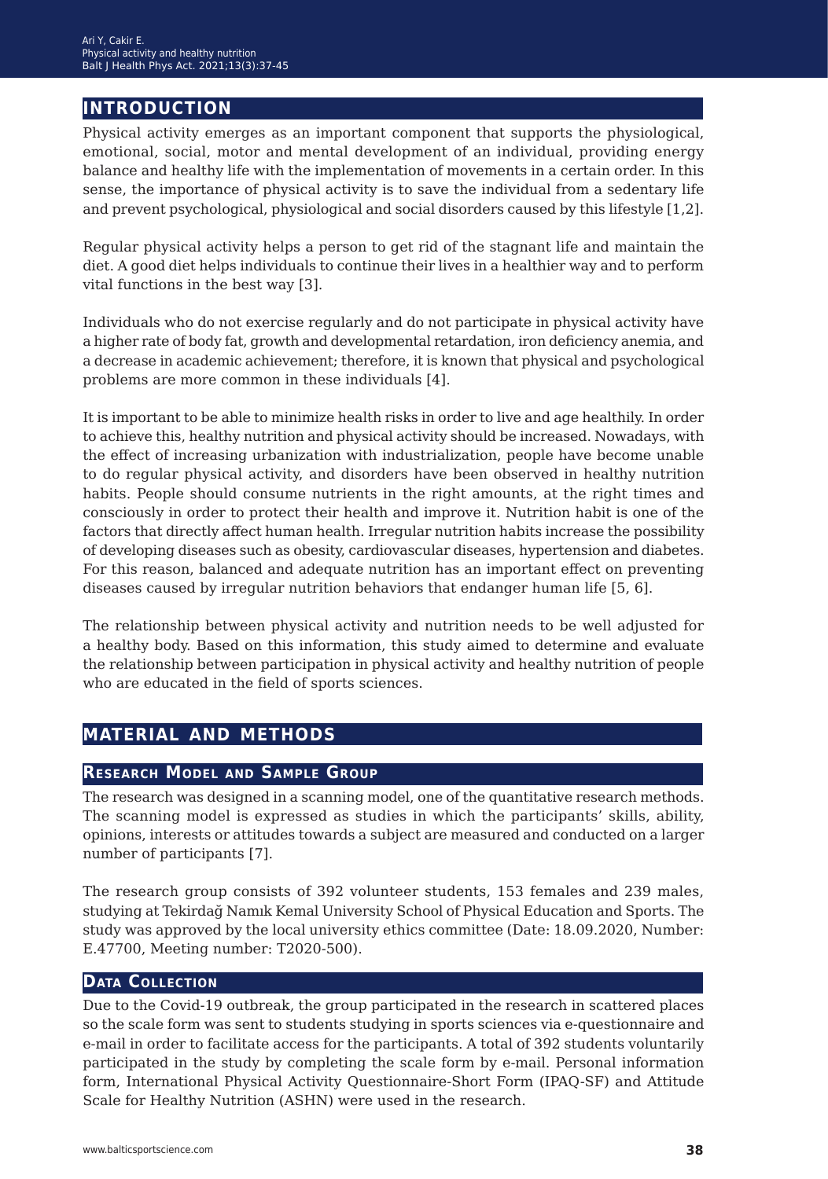## INTRODUCTION

Physical activity emerges as an important component that supports the physiological, emotional, social, motor and mental development of an individual, providing energy balance and healthy life with the implementation of movements in a certain order. In this sense, the importance of physical activity is to save the individual from a sedentary life and prevent psychological, physiological and social disorders caused by this lifestyle [1,2].

Regular physical activity helps a person to get rid of the stagnant life and maintain the diet. A good diet helps individuals to continue their lives in a healthier way and to perform vital functions in the best way [3].

Individuals who do not exercise regularly and do not participate in physical activity have a higher rate of body fat, growth and developmental retardation, iron deficiency anemia, and a decrease in academic achievement; therefore, it is known that physical and psychological problems are more common in these individuals [4].

It is important to be able to minimize health risks in order to live and age healthily. In order to achieve this, healthy nutrition and physical activity should be increased. Nowadays, with the effect of increasing urbanization with industrialization, people have become unable to do regular physical activity, and disorders have been observed in healthy nutrition habits. People should consume nutrients in the right amounts, at the right times and consciously in order to protect their health and improve it. Nutrition habit is one of the factors that directly affect human health. Irregular nutrition habits increase the possibility of developing diseases such as obesity, cardiovascular diseases, hypertension and diabetes. For this reason, balanced and adequate nutrition has an important effect on preventing diseases caused by irregular nutrition behaviors that endanger human life [5, 6].

The relationship between physical activity and nutrition needs to be well adjusted for a healthy body. Based on this information, this study aimed to determine and evaluate the relationship between participation in physical activity and healthy nutrition of people who are educated in the field of sports sciences.

## MATERIAL AND METHODS

### Research Model and Sample Group

The research was designed in a scanning model, one of the quantitative research methods. The scanning model is expressed as studies in which the participants' skills, ability, opinions, interests or attitudes towards a subject are measured and conducted on a larger number of participants [7].

The research group consists of 392 volunteer students, 153 females and 239 males, studying at Tekirdağ Namık Kemal University School of Physical Education and Sports. The study was approved by the local university ethics committee (Date: 18.09.2020, Number: E.47700, Meeting number: T2020-500).

### Data Collection

Due to the Covid-19 outbreak, the group participated in the research in scattered places so the scale form was sent to students studying in sports sciences via e-questionnaire and e-mail in order to facilitate access for the participants. A total of 392 students voluntarily participated in the study by completing the scale form by e-mail. Personal information form, International Physical Activity Questionnaire-Short Form (IPAQ-SF) and Attitude Scale for Healthy Nutrition (ASHN) were used in the research.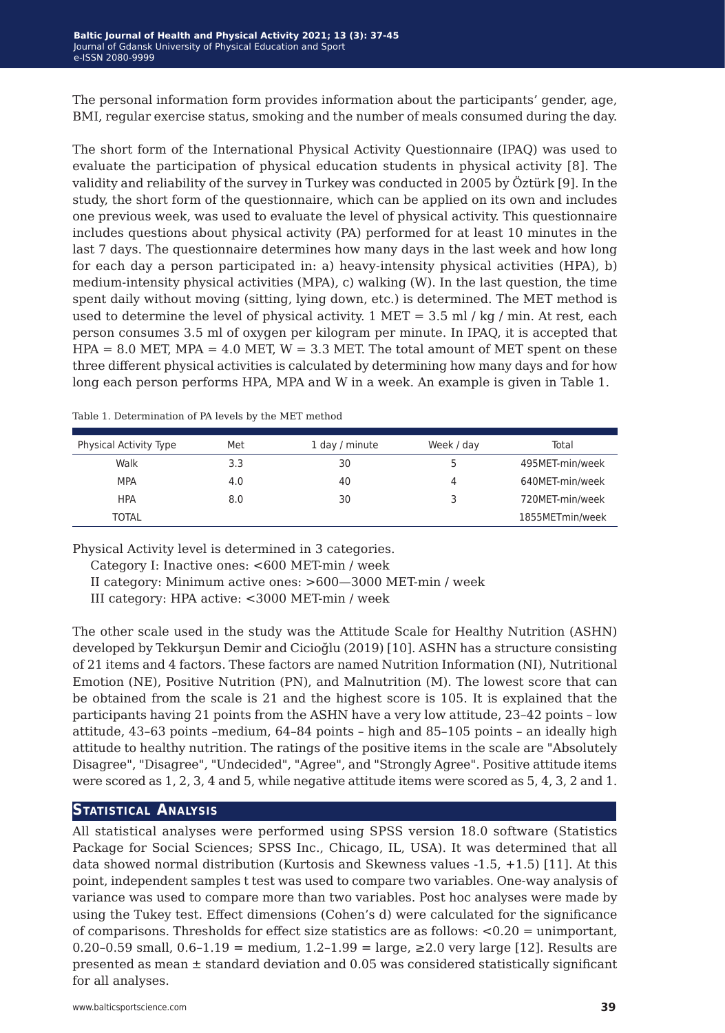The personal information form provides information about the participants' gender, age, BMI, regular exercise status, smoking and the number of meals consumed during the day.

The short form of the International Physical Activity Questionnaire (IPAQ) was used to evaluate the participation of physical education students in physical activity [8]. The validity and reliability of the survey in Turkey was conducted in 2005 by Öztürk [9]. In the study, the short form of the questionnaire, which can be applied on its own and includes one previous week, was used to evaluate the level of physical activity. This questionnaire includes questions about physical activity (PA) performed for at least 10 minutes in the last 7 days. The questionnaire determines how many days in the last week and how long for each day a person participated in: a) heavy-intensity physical activities (HPA), b) medium-intensity physical activities (MPA), c) walking (W). In the last question, the time spent daily without moving (sitting, lying down, etc.) is determined. The MET method is used to determine the level of physical activity. 1 MET = 3.5 ml / kg / min. At rest, each person consumes 3.5 ml of oxygen per kilogram per minute. In IPAQ, it is accepted that HPA = 8.0 MET, MPA = 4.0 MET, W = 3.3 MET. The total amount of MET spent on these three different physical activities is calculated by determining how many days and for how long each person performs HPA, MPA and W in a week. An example is given in Table 1.

Table 1. Determination of PA levels by the MET method

| Physical Activity Type | Met | 1 day / minute | Week / day | Total |
|---|---|---|---|---|
| Walk | 3.3 | 30 | 5 | 495MET-min/week |
| MPA | 4.0 | 40 | 4 | 640MET-min/week |
| HPA | 8.0 | 30 | 3 | 720MET-min/week |
| TOTAL | | | | 1855METmin/week |

Physical Activity level is determined in 3 categories.

Category I: Inactive ones: <600 MET-min / week

II category: Minimum active ones: >600—3000 MET-min / week

III category: HPA active: <3000 MET-min / week

The other scale used in the study was the Attitude Scale for Healthy Nutrition (ASHN) developed by Tekkurşun Demir and Cicioğlu (2019) [10]. ASHN has a structure consisting of 21 items and 4 factors. These factors are named Nutrition Information (NI), Nutritional Emotion (NE), Positive Nutrition (PN), and Malnutrition (M). The lowest score that can be obtained from the scale is 21 and the highest score is 105. It is explained that the participants having 21 points from the ASHN have a very low attitude, 23–42 points – low attitude, 43–63 points –medium, 64–84 points – high and 85–105 points – an ideally high attitude to healthy nutrition. The ratings of the positive items in the scale are "Absolutely Disagree", "Disagree", "Undecided", "Agree", and "Strongly Agree". Positive attitude items were scored as 1, 2, 3, 4 and 5, while negative attitude items were scored as 5, 4, 3, 2 and 1.

## Statistical Analysis

All statistical analyses were performed using SPSS version 18.0 software (Statistics Package for Social Sciences; SPSS Inc., Chicago, IL, USA). It was determined that all data showed normal distribution (Kurtosis and Skewness values -1.5, +1.5) [11]. At this point, independent samples t test was used to compare two variables. One-way analysis of variance was used to compare more than two variables. Post hoc analyses were made by using the Tukey test. Effect dimensions (Cohen's d) were calculated for the significance of comparisons. Thresholds for effect size statistics are as follows: <0.20 = unimportant, 0.20–0.59 small, 0.6–1.19 = medium, 1.2–1.99 = large, ≥2.0 very large [12]. Results are presented as mean ± standard deviation and 0.05 was considered statistically significant for all analyses.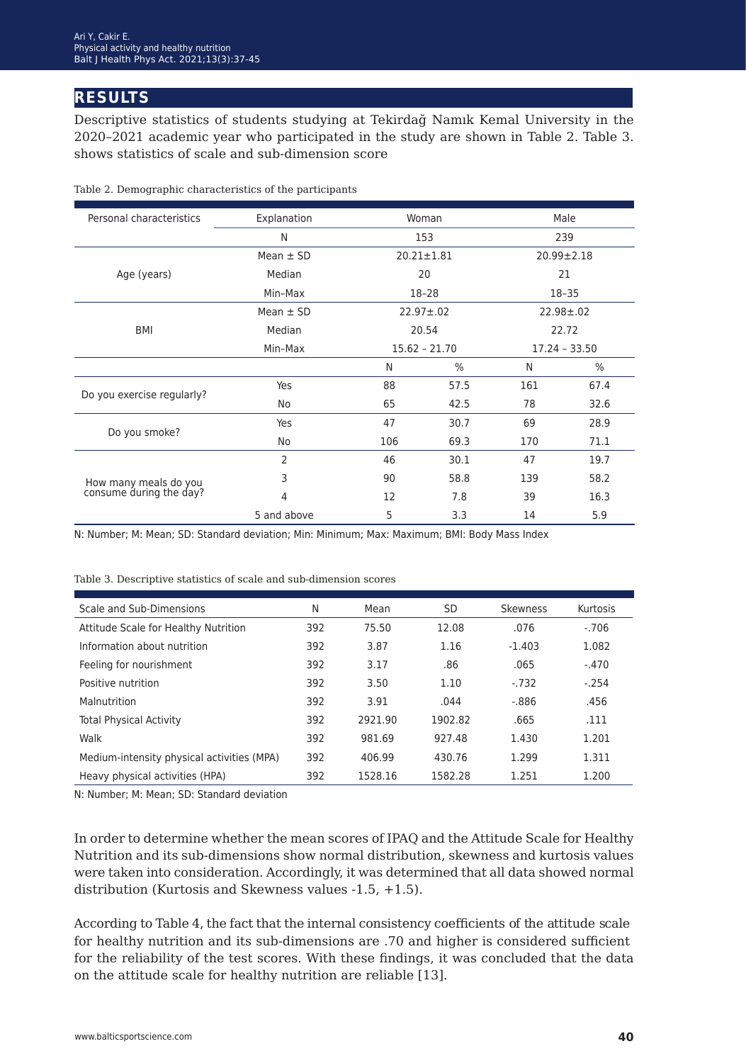# RESULTS

Descriptive statistics of students studying at Tekirdağ Namık Kemal University in the 2020–2021 academic year who participated in the study are shown in Table 2. Table 3. shows statistics of scale and sub-dimension score

Table 2. Demographic characteristics of the participants

| Personal characteristics | Explanation | Woman | | Male | |
|---|---|---|---|---|---|
| | N | 153 | | 239 | |
| Age (years) | Mean ± SD | 20.21±1.81 | | 20.99±2.18 | |
| | Median | 20 | | 21 | |
| | Min–Max | 18–28 | | 18–35 | |
| BMI | Mean ± SD | 22.97±.02 | | 22.98±.02 | |
| | Median | 20.54 | | 22.72 | |
| | Min–Max | 15.62 – 21.70 | | 17.24 – 33.50 | |
| | | N | % | N | % |
| Do you exercise regularly? | Yes | 88 | 57.5 | 161 | 67.4 |
| | No | 65 | 42.5 | 78 | 32.6 |
| Do you smoke? | Yes | 47 | 30.7 | 69 | 28.9 |
| | No | 106 | 69.3 | 170 | 71.1 |
| How many meals do you consume during the day? | 2 | 46 | 30.1 | 47 | 19.7 |
| | 3 | 90 | 58.8 | 139 | 58.2 |
| | 4 | 12 | 7.8 | 39 | 16.3 |
| | 5 and above | 5 | 3.3 | 14 | 5.9 |

N: Number; M: Mean; SD: Standard deviation; Min: Minimum; Max: Maximum; BMI: Body Mass Index

Table 3. Descriptive statistics of scale and sub-dimension scores

| Scale and Sub-Dimensions | N | Mean | SD | Skewness | Kurtosis |
|---|---|---|---|---|---|
| Attitude Scale for Healthy Nutrition | 392 | 75.50 | 12.08 | .076 | -.706 |
| Information about nutrition | 392 | 3.87 | 1.16 | -1.403 | 1.082 |
| Feeling for nourishment | 392 | 3.17 | .86 | .065 | -.470 |
| Positive nutrition | 392 | 3.50 | 1.10 | -.732 | -.254 |
| Malnutrition | 392 | 3.91 | .044 | -.886 | .456 |
| Total Physical Activity | 392 | 2921.90 | 1902.82 | .665 | .111 |
| Walk | 392 | 981.69 | 927.48 | 1.430 | 1.201 |
| Medium-intensity physical activities (MPA) | 392 | 406.99 | 430.76 | 1.299 | 1.311 |
| Heavy physical activities (HPA) | 392 | 1528.16 | 1582.28 | 1.251 | 1.200 |

N: Number; M: Mean; SD: Standard deviation

In order to determine whether the mean scores of IPAQ and the Attitude Scale for Healthy Nutrition and its sub-dimensions show normal distribution, skewness and kurtosis values were taken into consideration. Accordingly, it was determined that all data showed normal distribution (Kurtosis and Skewness values -1.5, +1.5).

According to Table 4, the fact that the internal consistency coefficients of the attitude scale for healthy nutrition and its sub-dimensions are .70 and higher is considered sufficient for the reliability of the test scores. With these findings, it was concluded that the data on the attitude scale for healthy nutrition are reliable [13].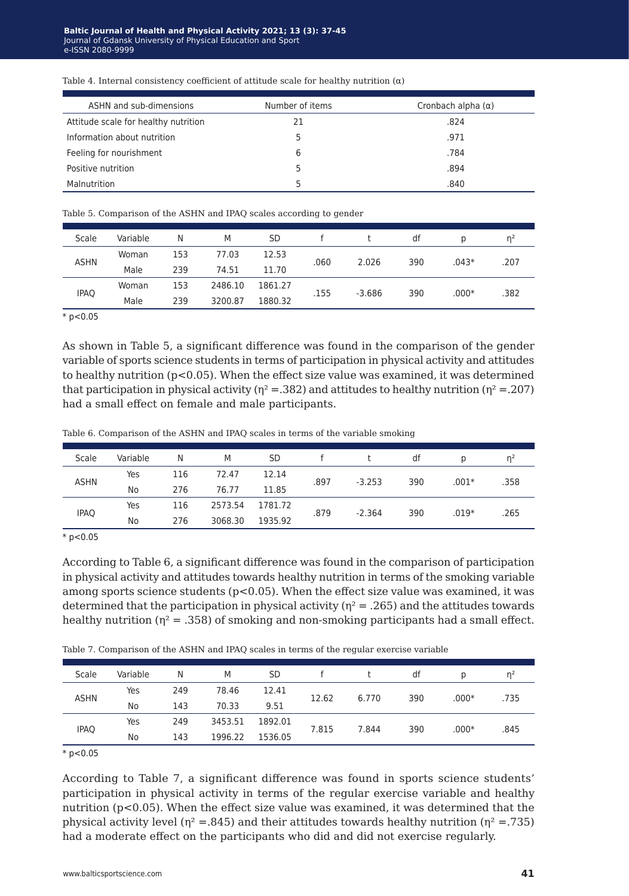Table 4. Internal consistency coefficient of attitude scale for healthy nutrition (α)

| ASHN and sub-dimensions | Number of items | Cronbach alpha (α) |
|---|---|---|
| Attitude scale for healthy nutrition | 21 | .824 |
| Information about nutrition | 5 | .971 |
| Feeling for nourishment | 6 | .784 |
| Positive nutrition | 5 | .894 |
| Malnutrition | 5 | .840 |

Table 5. Comparison of the ASHN and IPAQ scales according to gender

| Scale | Variable | N | M | SD | f | t | df | p | $\eta^2$ |
|---|---|---|---|---|---|---|---|---|---|
| ASHN | Woman | 153 | 77.03 | 12.53 | .060 | 2.026 | 390 | .043* | .207 |
| | Male | 239 | 74.51 | 11.70 | | | | | |
| IPAQ | Woman | 153 | 2486.10 | 1861.27 | .155 | -3.686 | 390 | .000* | .382 |
| | Male | 239 | 3200.87 | 1880.32 | | | | | |

* $p<0.05$

As shown in Table 5, a significant difference was found in the comparison of the gender variable of sports science students in terms of participation in physical activity and attitudes to healthy nutrition ($p<0.05$). When the effect size value was examined, it was determined that participation in physical activity ($\eta^2$ =.382) and attitudes to healthy nutrition ($\eta^2$ =.207) had a small effect on female and male participants.

Table 6. Comparison of the ASHN and IPAQ scales in terms of the variable smoking

| Scale | Variable | N | M | SD | f | t | df | p | $\eta^2$ |
|---|---|---|---|---|---|---|---|---|---|
| ASHN | Yes | 116 | 72.47 | 12.14 | .897 | -3.253 | 390 | .001* | .358 |
| | No | 276 | 76.77 | 11.85 | | | | | |
| IPAQ | Yes | 116 | 2573.54 | 1781.72 | .879 | -2.364 | 390 | .019* | .265 |
| | No | 276 | 3068.30 | 1935.92 | | | | | |

* $p<0.05$

According to Table 6, a significant difference was found in the comparison of participation in physical activity and attitudes towards healthy nutrition in terms of the smoking variable among sports science students ($p<0.05$). When the effect size value was examined, it was determined that the participation in physical activity ($\eta^2$ = .265) and the attitudes towards healthy nutrition ($\eta^2$ = .358) of smoking and non-smoking participants had a small effect.

Table 7. Comparison of the ASHN and IPAQ scales in terms of the regular exercise variable

| Scale | Variable | N | M | SD | f | t | df | p | $\eta^2$ |
|---|---|---|---|---|---|---|---|---|---|
| ASHN | Yes | 249 | 78.46 | 12.41 | 12.62 | 6.770 | 390 | .000* | .735 |
| | No | 143 | 70.33 | 9.51 | | | | | |
| IPAQ | Yes | 249 | 3453.51 | 1892.01 | 7.815 | 7.844 | 390 | .000* | .845 |
| | No | 143 | 1996.22 | 1536.05 | | | | | |

* $p<0.05$

According to Table 7, a significant difference was found in sports science students' participation in physical activity in terms of the regular exercise variable and healthy nutrition ($p<0.05$). When the effect size value was examined, it was determined that the physical activity level ($\eta^2$ =.845) and their attitudes towards healthy nutrition ($\eta^2$ =.735) had a moderate effect on the participants who did and did not exercise regularly.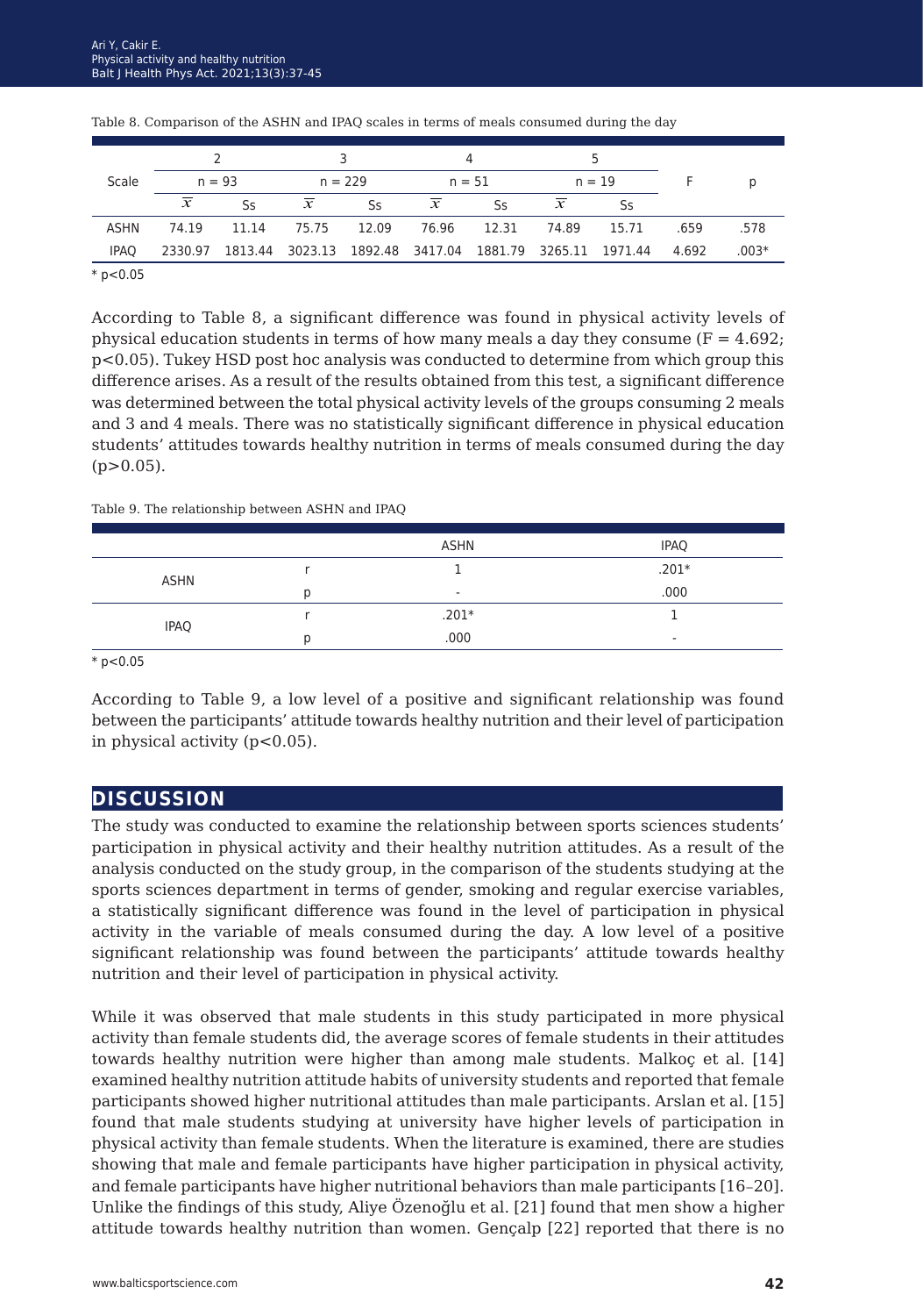Table 8. Comparison of the ASHN and IPAQ scales in terms of meals consumed during the day

| Scale | 2 | | 3 | | 4 | | 5 | | F | p |
|---|---|---|---|---|---|---|---|---|---|---|
| | n = 93 | | n = 229 | | n = 51 | | n = 19 | | | |
| | $\overline{x}$ | Ss | $\overline{x}$ | Ss | $\overline{x}$ | Ss | $\overline{x}$ | Ss | | |
| ASHN | 74.19 | 11.14 | 75.75 | 12.09 | 76.96 | 12.31 | 74.89 | 15.71 | .659 | .578 |
| IPAQ | 2330.97 | 1813.44 | 3023.13 | 1892.48 | 3417.04 | 1881.79 | 3265.11 | 1971.44 | 4.692 | .003* |

* p<0.05

According to Table 8, a significant difference was found in physical activity levels of physical education students in terms of how many meals a day they consume ($F = 4.692$; $p<0.05$). Tukey HSD post hoc analysis was conducted to determine from which group this difference arises. As a result of the results obtained from this test, a significant difference was determined between the total physical activity levels of the groups consuming 2 meals and 3 and 4 meals. There was no statistically significant difference in physical education students' attitudes towards healthy nutrition in terms of meals consumed during the day ($p>0.05$).

Table 9. The relationship between ASHN and IPAQ

| | | ASHN | IPAQ |
|---|---|---|---|
| ASHN | r | 1 | .201* |
| | p | - | .000 |
| IPAQ | r | .201* | 1 |
| | p | .000 | - |

* p<0.05

According to Table 9, a low level of a positive and significant relationship was found between the participants' attitude towards healthy nutrition and their level of participation in physical activity ($p<0.05$).

## DISCUSSION

The study was conducted to examine the relationship between sports sciences students' participation in physical activity and their healthy nutrition attitudes. As a result of the analysis conducted on the study group, in the comparison of the students studying at the sports sciences department in terms of gender, smoking and regular exercise variables, a statistically significant difference was found in the level of participation in physical activity in the variable of meals consumed during the day. A low level of a positive significant relationship was found between the participants' attitude towards healthy nutrition and their level of participation in physical activity.

While it was observed that male students in this study participated in more physical activity than female students did, the average scores of female students in their attitudes towards healthy nutrition were higher than among male students. Malkoç et al. [14] examined healthy nutrition attitude habits of university students and reported that female participants showed higher nutritional attitudes than male participants. Arslan et al. [15] found that male students studying at university have higher levels of participation in physical activity than female students. When the literature is examined, there are studies showing that male and female participants have higher participation in physical activity, and female participants have higher nutritional behaviors than male participants [16–20]. Unlike the findings of this study, Aliye Özenoğlu et al. [21] found that men show a higher attitude towards healthy nutrition than women. Gençalp [22] reported that there is no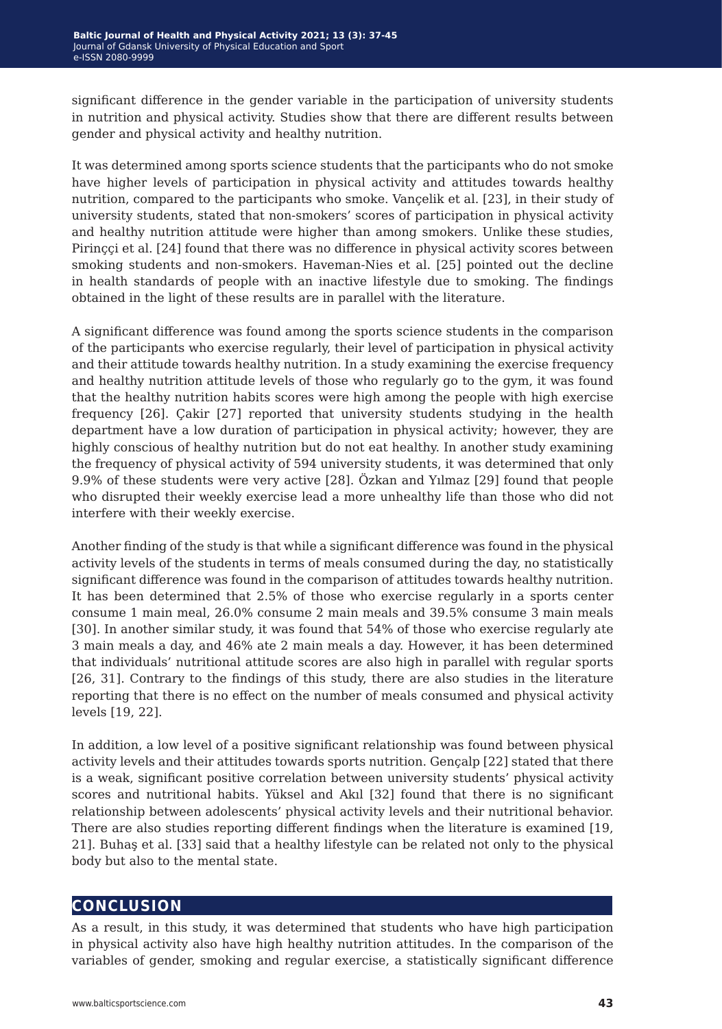significant difference in the gender variable in the participation of university students in nutrition and physical activity. Studies show that there are different results between gender and physical activity and healthy nutrition.

It was determined among sports science students that the participants who do not smoke have higher levels of participation in physical activity and attitudes towards healthy nutrition, compared to the participants who smoke. Vançelik et al. [23], in their study of university students, stated that non-smokers' scores of participation in physical activity and healthy nutrition attitude were higher than among smokers. Unlike these studies, Pirinççi et al. [24] found that there was no difference in physical activity scores between smoking students and non-smokers. Haveman-Nies et al. [25] pointed out the decline in health standards of people with an inactive lifestyle due to smoking. The findings obtained in the light of these results are in parallel with the literature.

A significant difference was found among the sports science students in the comparison of the participants who exercise regularly, their level of participation in physical activity and their attitude towards healthy nutrition. In a study examining the exercise frequency and healthy nutrition attitude levels of those who regularly go to the gym, it was found that the healthy nutrition habits scores were high among the people with high exercise frequency [26]. Çakir [27] reported that university students studying in the health department have a low duration of participation in physical activity; however, they are highly conscious of healthy nutrition but do not eat healthy. In another study examining the frequency of physical activity of 594 university students, it was determined that only 9.9% of these students were very active [28]. Özkan and Yılmaz [29] found that people who disrupted their weekly exercise lead a more unhealthy life than those who did not interfere with their weekly exercise.

Another finding of the study is that while a significant difference was found in the physical activity levels of the students in terms of meals consumed during the day, no statistically significant difference was found in the comparison of attitudes towards healthy nutrition. It has been determined that 2.5% of those who exercise regularly in a sports center consume 1 main meal, 26.0% consume 2 main meals and 39.5% consume 3 main meals [30]. In another similar study, it was found that 54% of those who exercise regularly ate 3 main meals a day, and 46% ate 2 main meals a day. However, it has been determined that individuals' nutritional attitude scores are also high in parallel with regular sports [26, 31]. Contrary to the findings of this study, there are also studies in the literature reporting that there is no effect on the number of meals consumed and physical activity levels [19, 22].

In addition, a low level of a positive significant relationship was found between physical activity levels and their attitudes towards sports nutrition. Gençalp [22] stated that there is a weak, significant positive correlation between university students' physical activity scores and nutritional habits. Yüksel and Akıl [32] found that there is no significant relationship between adolescents' physical activity levels and their nutritional behavior. There are also studies reporting different findings when the literature is examined [19, 21]. Buhaş et al. [33] said that a healthy lifestyle can be related not only to the physical body but also to the mental state.

## CONCLUSION

As a result, in this study, it was determined that students who have high participation in physical activity also have high healthy nutrition attitudes. In the comparison of the variables of gender, smoking and regular exercise, a statistically significant difference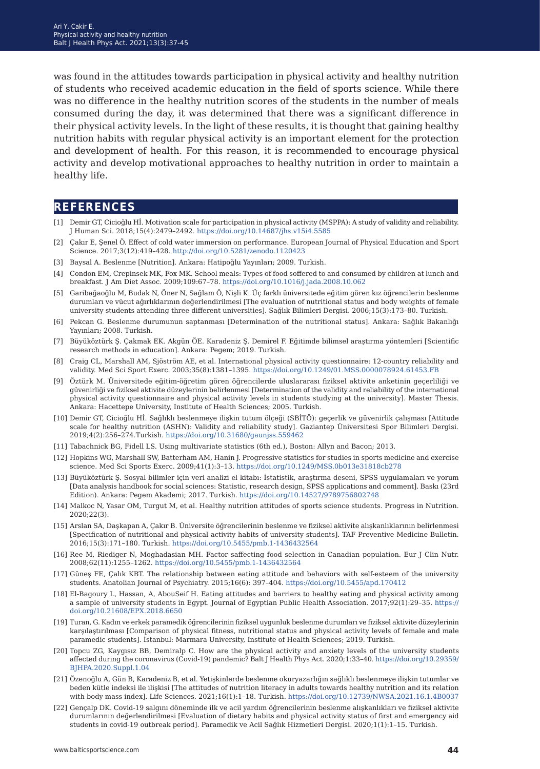was found in the attitudes towards participation in physical activity and healthy nutrition of students who received academic education in the field of sports science. While there was no difference in the healthy nutrition scores of the students in the number of meals consumed during the day, it was determined that there was a significant difference in their physical activity levels. In the light of these results, it is thought that gaining healthy nutrition habits with regular physical activity is an important element for the protection and development of health. For this reason, it is recommended to encourage physical activity and develop motivational approaches to healthy nutrition in order to maintain a healthy life.

## REFERENCES

[1] Demir GT, Cicioğlu Hİ. Motivation scale for participation in physical activity (MSPPA): A study of validity and reliability. J Human Sci. 2018;15(4):2479–2492. https://doi.org/10.14687/jhs.v15i4.5585

[2] Çakır E, Şenel Ö. Effect of cold water immersion on performance. European Journal of Physical Education and Sport Science. 2017;3(12):419–428. http://doi.org/10.5281/zenodo.1120423

[3] Baysal A. Beslenme [Nutrition]. Ankara: Hatipoğlu Yayınları; 2009. Turkish.

[4] Condon EM, Crepinsek MK, Fox MK. School meals: Types of food soffered to and consumed by children at lunch and breakfast. J Am Diet Assoc. 2009;109:67–78. https://doi.org/10.1016/j.jada.2008.10.062

[5] Garibağaoğlu M, Budak N, Öner N, Sağlam Ö, Nişli K. Üç farklı üniversitede eğitim gören kız öğrencilerin beslenme durumları ve vücut ağırlıklarının değerlendirilmesi [The evaluation of nutritional status and body weights of female university students attending three different universities]. Sağlık Bilimleri Dergisi. 2006;15(3):173–80. Turkish.

[6] Pekcan G. Beslenme durumunun saptanması [Determination of the nutritional status]. Ankara: Sağlık Bakanlığı Yayınları; 2008. Turkish.

[7] Büyüköztürk Ş. Çakmak EK. Akgün ÖE. Karadeniz Ş. Demirel F. Eğitimde bilimsel araştırma yöntemleri [Scientific research methods in education]. Ankara: Pegem; 2019. Turkish.

[8] Craig CL, Marshall AM, Sjöström AE, et al. International physical activity questionnaire: 12-country reliability and validity. Med Sci Sport Exerc. 2003;35(8):1381–1395. https://doi.org/10.1249/01.MSS.0000078924.61453.FB

[9] Öztürk M. Üniversitede eğitim-öğretim gören öğrencilerde uluslararası fiziksel aktivite anketinin geçerliliği ve güvenirliği ve fiziksel aktivite düzeylerinin belirlenmesi [Determination of the validity and reliability of the international physical activity questionnaire and physical activity levels in students studying at the university]. Master Thesis. Ankara: Hacettepe University, Institute of Health Sciences; 2005. Turkish.

[10] Demir GT, Cicioğlu Hİ. Sağlıklı beslenmeye ilişkin tutum ölçeği (SBİTÖ): geçerlik ve güvenirlik çalışması [Attitude scale for healthy nutrition (ASHN): Validity and reliability study]. Gaziantep Üniversitesi Spor Bilimleri Dergisi. 2019;4(2):256–274.Turkish. https://doi.org/10.31680/gaunjss.559462

[11] Tabachnick BG, Fidell LS. Using multivariate statistics (6th ed.), Boston: Allyn and Bacon; 2013.

[12] Hopkins WG, Marshall SW, Batterham AM, Hanin J. Progressive statistics for studies in sports medicine and exercise science. Med Sci Sports Exerc. 2009;41(1):3–13. https://doi.org/10.1249/MSS.0b013e31818cb278

[13] Büyüköztürk Ş. Sosyal bilimler için veri analizi el kitabı: İstatistik, araştırma deseni, SPSS uygulamaları ve yorum [Data analysis handbook for social sciences: Statistic, research design, SPSS applications and comment]. Baskı (23rd Edition). Ankara: Pegem Akademi; 2017. Turkish. https://doi.org/10.14527/9789756802748

[14] Malkoc N, Yasar OM, Turgut M, et al. Healthy nutrition attitudes of sports science students. Progress in Nutrition. 2020;22(3).

[15] Arslan SA, Daşkapan A, Çakır B. Üniversite öğrencilerinin beslenme ve fiziksel aktivite alışkanlıklarının belirlenmesi [Specification of nutritional and physical activity habits of university students]. TAF Preventive Medicine Bulletin. 2016;15(3):171–180. Turkish. https://doi.org/10.5455/pmb.1-1436432564

[16] Ree M, Riediger N, Moghadasian MH. Factor saffecting food selection in Canadian population. Eur J Clin Nutr. 2008;62(11):1255–1262. https://doi.org/10.5455/pmb.1-1436432564

[17] Güneş FE, Çalık KBT. The relationship between eating attitude and behaviors with self-esteem of the university students. Anatolian Journal of Psychiatry. 2015;16(6): 397–404. https://doi.org/10.5455/apd.170412

[18] El-Bagoury L, Hassan, A, AbouSeif H. Eating attitudes and barriers to healthy eating and physical activity among a sample of university students in Egypt. Journal of Egyptian Public Health Association. 2017;92(1):29–35. https://doi.org/10.21608/EPX.2018.6650

[19] Turan, G. Kadın ve erkek paramedik öğrencilerinin fiziksel uygunluk beslenme durumları ve fiziksel aktivite düzeylerinin karşılaştırılması [Comparison of physical fitness, nutritional status and physical activity levels of female and male paramedic students]. İstanbul: Marmara University, Institute of Health Sciences; 2019. Turkish.

[20] Topcu ZG, Kaygısız BB, Demiralp C. How are the physical activity and anxiety levels of the university students affected during the coronavirus (Covid-19) pandemic? Balt J Health Phys Act. 2020;1:33–40. https://doi.org/10.29359/BJHPA.2020.Suppl.1.04

[21] Özenoğlu A, Gün B, Karadeniz B, et al. Yetişkinlerde beslenme okuryazarlığın sağlıklı beslenmeye ilişkin tutumlar ve beden kütle indeksi ile ilişkisi [The attitudes of nutrition literacy in adults towards healthy nutrition and its relation with body mass index]. Life Sciences. 2021;16(1):1–18. Turkish. https://doi.org/10.12739/NWSA.2021.16.1.4B0037

[22] Gençalp DK. Covid-19 salgını döneminde ilk ve acil yardım öğrencilerinin beslenme alışkanlıkları ve fiziksel aktivite durumlarının değerlendirilmesi [Evaluation of dietary habits and physical activity status of first and emergency aid students in covid-19 outbreak period]. Paramedik ve Acil Sağlık Hizmetleri Dergisi. 2020;1(1):1–15. Turkish.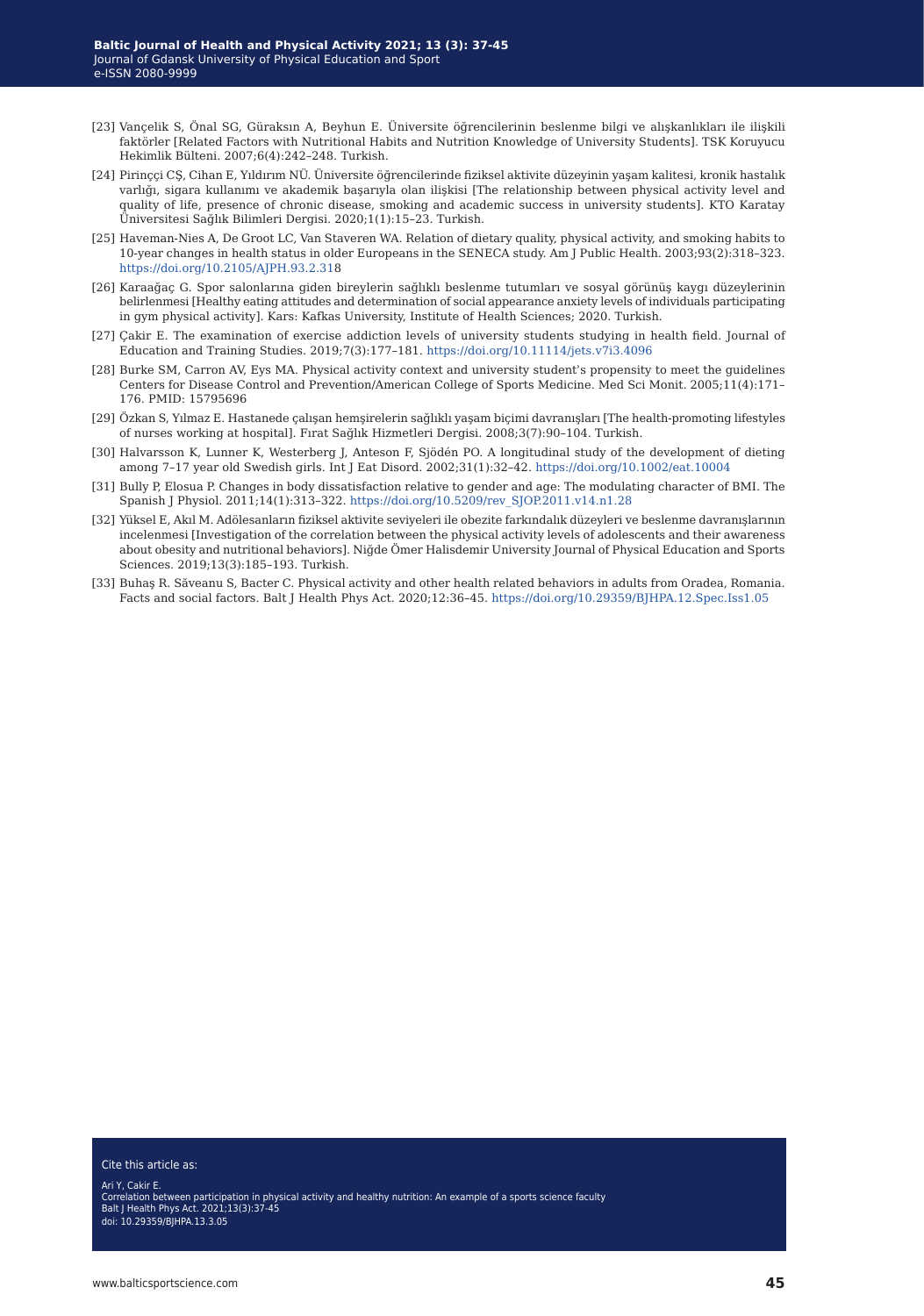[23] Vançelik S, Önal SG, Güraksın A, Beyhun E. Üniversite öğrencilerinin beslenme bilgi ve alışkanlıkları ile ilişkili faktörler [Related Factors with Nutritional Habits and Nutrition Knowledge of University Students]. TSK Koruyucu Hekimlik Bülteni. 2007;6(4):242–248. Turkish.

[24] Pirinççi CŞ, Cihan E, Yıldırım NÜ. Üniversite öğrencilerinde fiziksel aktivite düzeyinin yaşam kalitesi, kronik hastalık varlığı, sigara kullanımı ve akademik başarıyla olan ilişkisi [The relationship between physical activity level and quality of life, presence of chronic disease, smoking and academic success in university students]. KTO Karatay Üniversitesi Sağlık Bilimleri Dergisi. 2020;1(1):15–23. Turkish.

[25] Haveman-Nies A, De Groot LC, Van Staveren WA. Relation of dietary quality, physical activity, and smoking habits to 10-year changes in health status in older Europeans in the SENECA study. Am J Public Health. 2003;93(2):318–323. https://doi.org/10.2105/AJPH.93.2.318

[26] Karaağaç G. Spor salonlarına giden bireylerin sağlıklı beslenme tutumları ve sosyal görünüş kaygı düzeylerinin belirlenmesi [Healthy eating attitudes and determination of social appearance anxiety levels of individuals participating in gym physical activity]. Kars: Kafkas University, Institute of Health Sciences; 2020. Turkish.

[27] Çakir E. The examination of exercise addiction levels of university students studying in health field. Journal of Education and Training Studies. 2019;7(3):177–181. https://doi.org/10.11114/jets.v7i3.4096

[28] Burke SM, Carron AV, Eys MA. Physical activity context and university student's propensity to meet the guidelines Centers for Disease Control and Prevention/American College of Sports Medicine. Med Sci Monit. 2005;11(4):171–176. PMID: 15795696

[29] Özkan S, Yılmaz E. Hastanede çalışan hemşirelerin sağlıklı yaşam biçimi davranışları [The health-promoting lifestyles of nurses working at hospital]. Fırat Sağlık Hizmetleri Dergisi. 2008;3(7):90–104. Turkish.

[30] Halvarsson K, Lunner K, Westerberg J, Anteson F, Sjödén PO. A longitudinal study of the development of dieting among 7–17 year old Swedish girls. Int J Eat Disord. 2002;31(1):32–42. https://doi.org/10.1002/eat.10004

[31] Bully P, Elosua P. Changes in body dissatisfaction relative to gender and age: The modulating character of BMI. The Spanish J Physiol. 2011;14(1):313–322. https://doi.org/10.5209/rev_SJOP.2011.v14.n1.28

[32] Yüksel E, Akıl M. Adölesanların fiziksel aktivite seviyeleri ile obezite farkındalık düzeyleri ve beslenme davranışlarının incelenmesi [Investigation of the correlation between the physical activity levels of adolescents and their awareness about obesity and nutritional behaviors]. Niğde Ömer Halisdemir University Journal of Physical Education and Sports Sciences. 2019;13(3):185–193. Turkish.

[33] Buhaş R. Săveanu S, Bacter C. Physical activity and other health related behaviors in adults from Oradea, Romania. Facts and social factors. Balt J Health Phys Act. 2020;12:36–45. https://doi.org/10.29359/BJHPA.12.Spec.Iss1.05

Cite this article as:

Ari Y, Cakir E.
Correlation between participation in physical activity and healthy nutrition: An example of a sports science faculty
Balt J Health Phys Act. 2021;13(3):37-45
doi: 10.29359/BJHPA.13.3.05